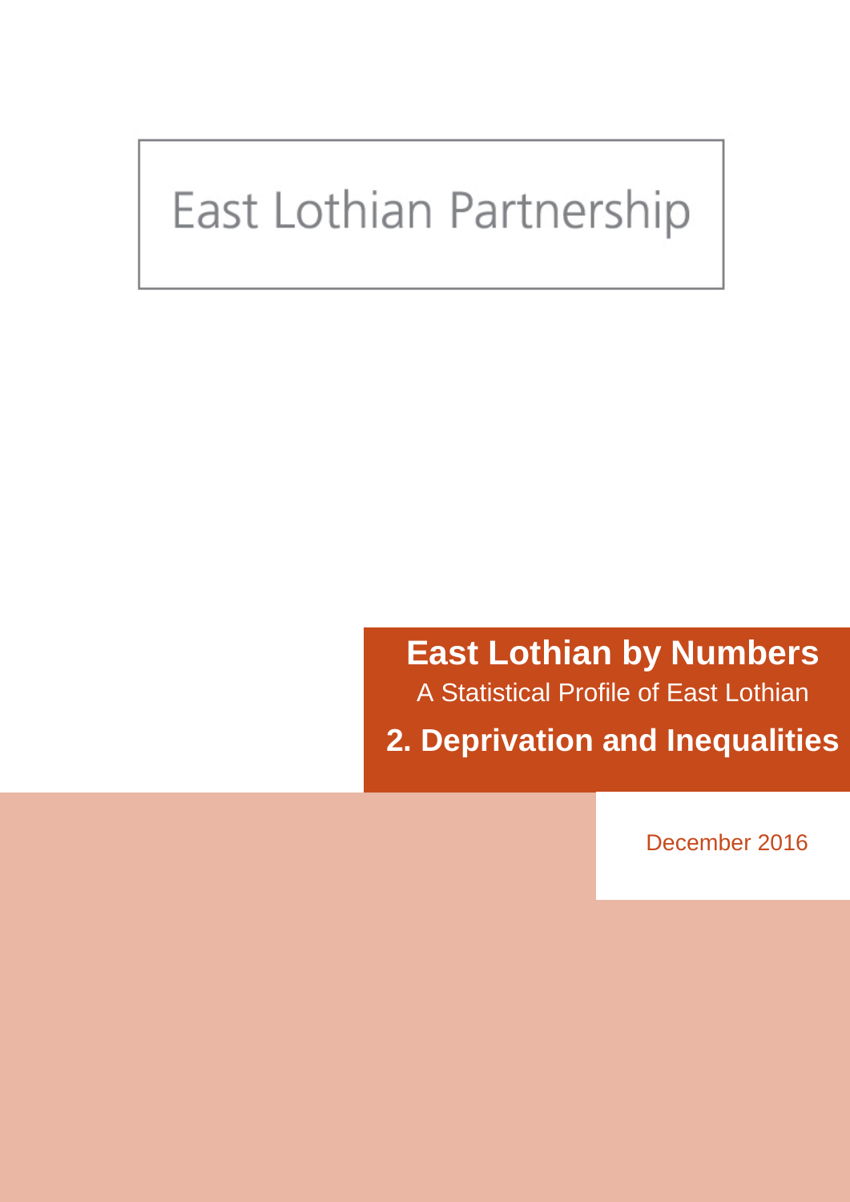East Lothian Partnership

# East Lothian by Numbers

A Statistical Profile of East Lothian

## 2. Deprivation and Inequalities

December 2016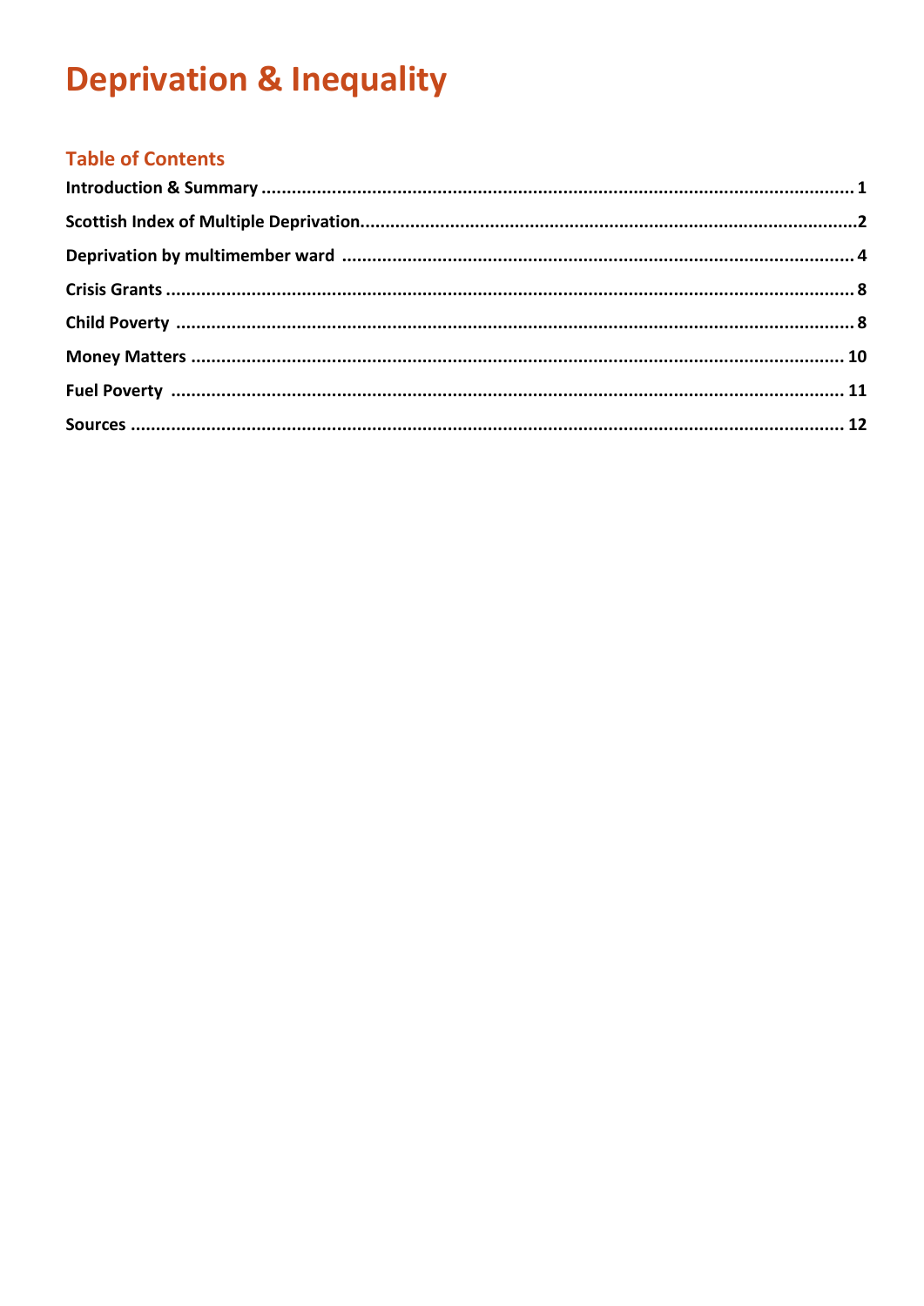# Deprivation & Inequality

## Table of Contents

**Introduction & Summary** .......... 1

**Scottish Index of Multiple Deprivation** .......... 2

**Deprivation by multimember ward** .......... 4

**Crisis Grants** .......... 8

**Child Poverty** .......... 8

**Money Matters** .......... 10

**Fuel Poverty** .......... 11

**Sources** .......... 12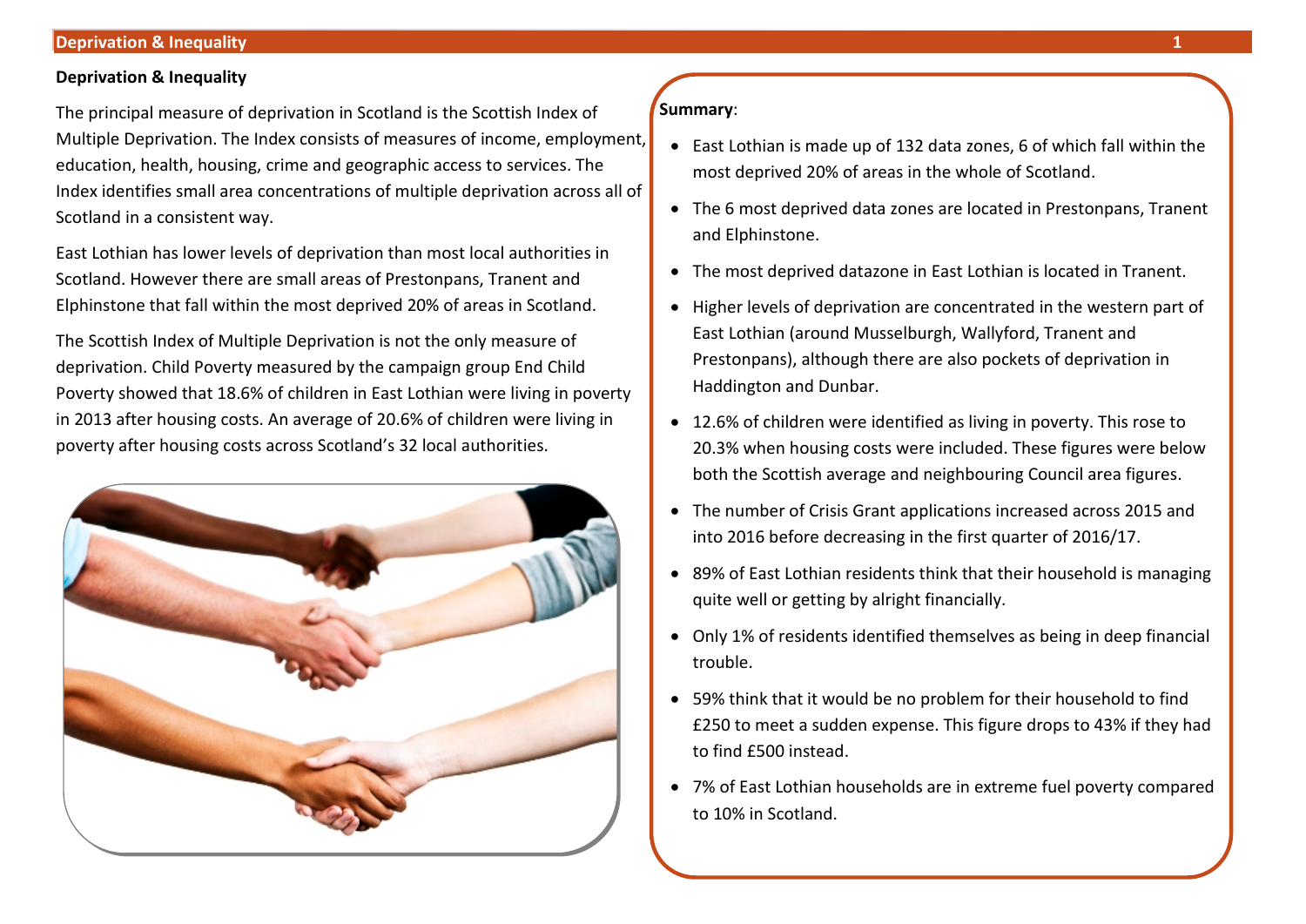## Deprivation & Inequality

The principal measure of deprivation in Scotland is the Scottish Index of Multiple Deprivation. The Index consists of measures of income, employment, education, health, housing, crime and geographic access to services. The Index identifies small area concentrations of multiple deprivation across all of Scotland in a consistent way.

East Lothian has lower levels of deprivation than most local authorities in Scotland. However there are small areas of Prestonpans, Tranent and Elphinstone that fall within the most deprived 20% of areas in Scotland.

The Scottish Index of Multiple Deprivation is not the only measure of deprivation. Child Poverty measured by the campaign group End Child Poverty showed that 18.6% of children in East Lothian were living in poverty in 2013 after housing costs. An average of 20.6% of children were living in poverty after housing costs across Scotland's 32 local authorities.

**Summary**:

- East Lothian is made up of 132 data zones, 6 of which fall within the most deprived 20% of areas in the whole of Scotland.
- The 6 most deprived data zones are located in Prestonpans, Tranent and Elphinstone.
- The most deprived datazone in East Lothian is located in Tranent.
- Higher levels of deprivation are concentrated in the western part of East Lothian (around Musselburgh, Wallyford, Tranent and Prestonpans), although there are also pockets of deprivation in Haddington and Dunbar.
- 12.6% of children were identified as living in poverty. This rose to 20.3% when housing costs were included. These figures were below both the Scottish average and neighbouring Council area figures.
- The number of Crisis Grant applications increased across 2015 and into 2016 before decreasing in the first quarter of 2016/17.
- 89% of East Lothian residents think that their household is managing quite well or getting by alright financially.
- Only 1% of residents identified themselves as being in deep financial trouble.
- 59% think that it would be no problem for their household to find £250 to meet a sudden expense. This figure drops to 43% if they had to find £500 instead.
- 7% of East Lothian households are in extreme fuel poverty compared to 10% in Scotland.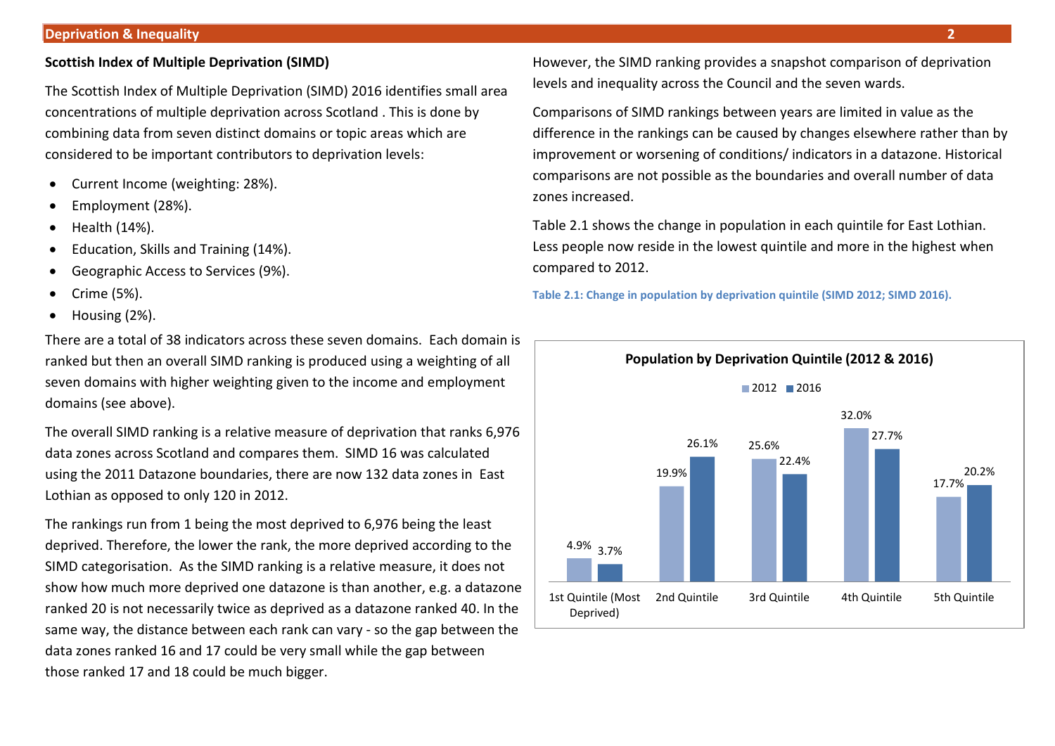## Scottish Index of Multiple Deprivation (SIMD)

The Scottish Index of Multiple Deprivation (SIMD) 2016 identifies small area concentrations of multiple deprivation across Scotland . This is done by combining data from seven distinct domains or topic areas which are considered to be important contributors to deprivation levels:

- Current Income (weighting: 28%).
- Employment (28%).
- Health (14%).
- Education, Skills and Training (14%).
- Geographic Access to Services (9%).
- Crime (5%).
- Housing (2%).

There are a total of 38 indicators across these seven domains. Each domain is ranked but then an overall SIMD ranking is produced using a weighting of all seven domains with higher weighting given to the income and employment domains (see above).

The overall SIMD ranking is a relative measure of deprivation that ranks 6,976 data zones across Scotland and compares them. SIMD 16 was calculated using the 2011 Datazone boundaries, there are now 132 data zones in East Lothian as opposed to only 120 in 2012.

The rankings run from 1 being the most deprived to 6,976 being the least deprived. Therefore, the lower the rank, the more deprived according to the SIMD categorisation. As the SIMD ranking is a relative measure, it does not show how much more deprived one datazone is than another, e.g. a datazone ranked 20 is not necessarily twice as deprived as a datazone ranked 40. In the same way, the distance between each rank can vary - so the gap between the data zones ranked 16 and 17 could be very small while the gap between those ranked 17 and 18 could be much bigger.

However, the SIMD ranking provides a snapshot comparison of deprivation levels and inequality across the Council and the seven wards.

Comparisons of SIMD rankings between years are limited in value as the difference in the rankings can be caused by changes elsewhere rather than by improvement or worsening of conditions/ indicators in a datazone. Historical comparisons are not possible as the boundaries and overall number of data zones increased.

Table 2.1 shows the change in population in each quintile for East Lothian. Less people now reside in the lowest quintile and more in the highest when compared to 2012.

**Table 2.1: Change in population by deprivation quintile (SIMD 2012; SIMD 2016).**

**Population by Deprivation Quintile (2012 & 2016)**

| Quintile | 2012 | 2016 |
|---|---|---|
| 1st Quintile (Most Deprived) | 4.9% | 3.7% |
| 2nd Quintile | 19.9% | 26.1% |
| 3rd Quintile | 25.6% | 22.4% |
| 4th Quintile | 32.0% | 27.7% |
| 5th Quintile | 17.7% | 20.2% |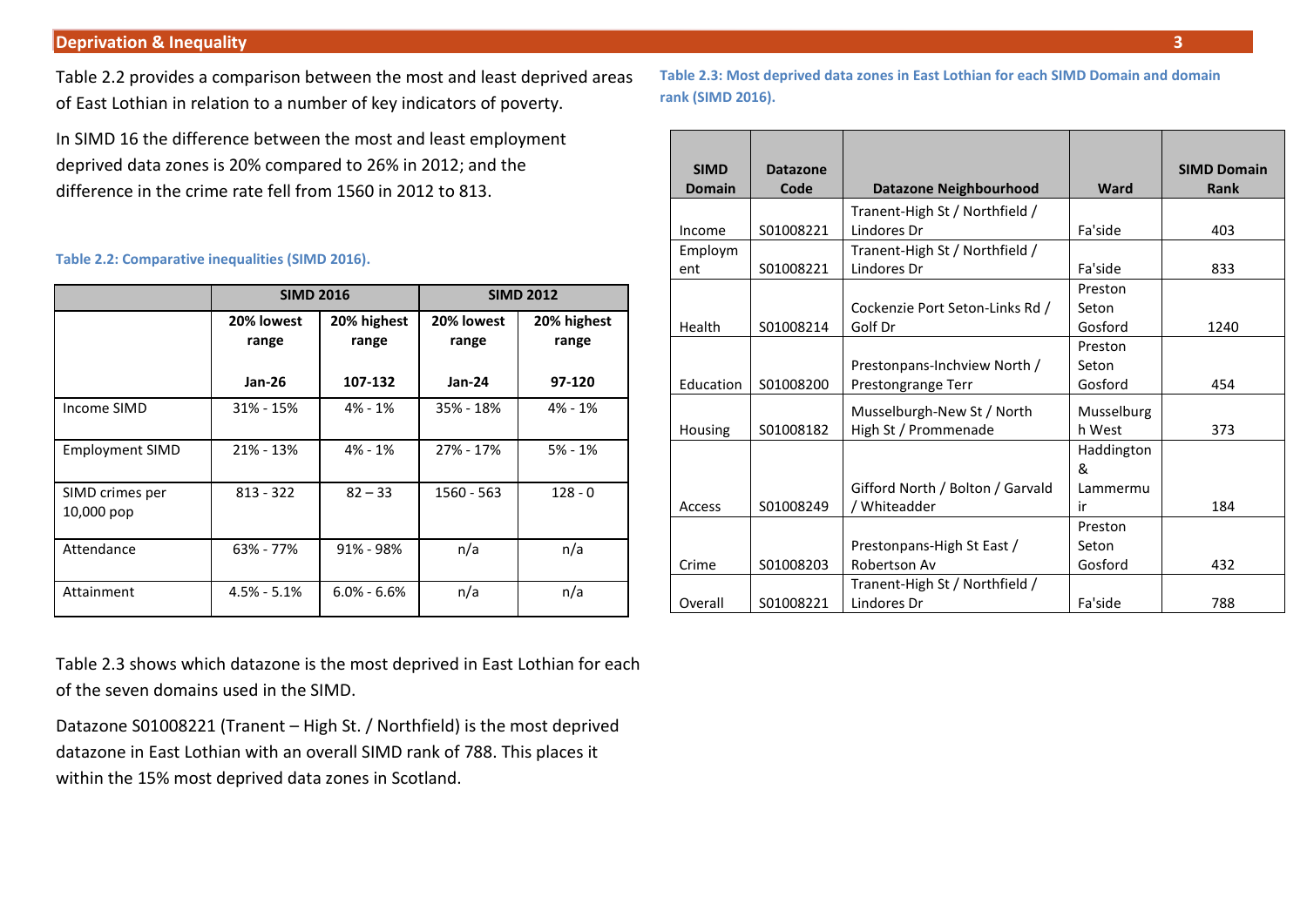## Deprivation & Inequality

Table 2.2 provides a comparison between the most and least deprived areas of East Lothian in relation to a number of key indicators of poverty.

In SIMD 16 the difference between the most and least employment deprived data zones is 20% compared to 26% in 2012; and the difference in the crime rate fell from 1560 in 2012 to 813.

**Table 2.2: Comparative inequalities (SIMD 2016).**

| | SIMD 2016 | | SIMD 2012 | |
|---|---|---|---|---|
| | 20% lowest range<br><br>Jan-26 | 20% highest range<br><br>107-132 | 20% lowest range<br><br>Jan-24 | 20% highest range<br><br>97-120 |
| Income SIMD | 31% - 15% | 4% - 1% | 35% - 18% | 4% - 1% |
| Employment SIMD | 21% - 13% | 4% - 1% | 27% - 17% | 5% - 1% |
| SIMD crimes per 10,000 pop | 813 - 322 | 82 – 33 | 1560 - 563 | 128 - 0 |
| Attendance | 63% - 77% | 91% - 98% | n/a | n/a |
| Attainment | 4.5% - 5.1% | 6.0% - 6.6% | n/a | n/a |

Table 2.3 shows which datazone is the most deprived in East Lothian for each of the seven domains used in the SIMD.

Datazone S01008221 (Tranent – High St. / Northfield) is the most deprived datazone in East Lothian with an overall SIMD rank of 788. This places it within the 15% most deprived data zones in Scotland.

**Table 2.3: Most deprived data zones in East Lothian for each SIMD Domain and domain rank (SIMD 2016).**

| SIMD Domain | Datazone Code | Datazone Neighbourhood | Ward | SIMD Domain Rank |
|---|---|---|---|---|
| Income | S01008221 | Tranent-High St / Northfield / Lindores Dr | Fa'side | 403 |
| Employment | S01008221 | Tranent-High St / Northfield / Lindores Dr | Fa'side | 833 |
| Health | S01008214 | Cockenzie Port Seton-Links Rd / Golf Dr | Preston Seton Gosford | 1240 |
| Education | S01008200 | Prestonpans-Inchview North / Prestongrange Terr | Preston Seton Gosford | 454 |
| Housing | S01008182 | Musselburgh-New St / North High St / Prommenade | Musselburgh West | 373 |
| Access | S01008249 | Gifford North / Bolton / Garvald / Whiteadder | Haddington & Lammermuir | 184 |
| Crime | S01008203 | Prestonpans-High St East / Robertson Av | Preston Seton Gosford | 432 |
| Overall | S01008221 | Tranent-High St / Northfield / Lindores Dr | Fa'side | 788 |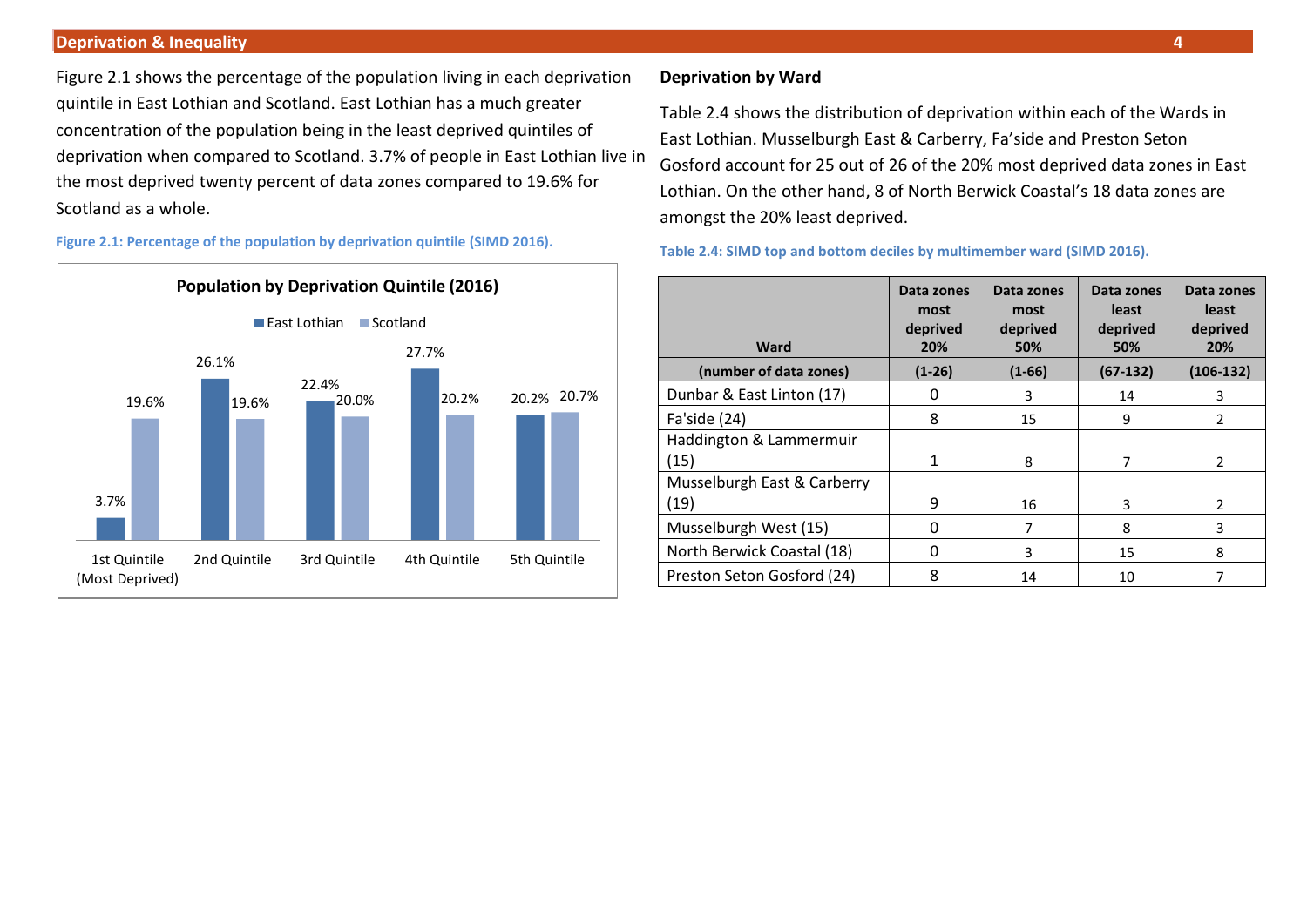Figure 2.1 shows the percentage of the population living in each deprivation quintile in East Lothian and Scotland. East Lothian has a much greater concentration of the population being in the least deprived quintiles of deprivation when compared to Scotland. 3.7% of people in East Lothian live in the most deprived twenty percent of data zones compared to 19.6% for Scotland as a whole.

**Figure 2.1: Percentage of the population by deprivation quintile (SIMD 2016).**

**Population by Deprivation Quintile (2016)**

| Quintile | East Lothian | Scotland |
|---|---|---|
| 1st Quintile (Most Deprived) | 3.7% | 19.6% |
| 2nd Quintile | 26.1% | 19.6% |
| 3rd Quintile | 22.4% | 20.0% |
| 4th Quintile | 27.7% | 20.2% |
| 5th Quintile | 20.2% | 20.7% |

**Deprivation by Ward**

Table 2.4 shows the distribution of deprivation within each of the Wards in East Lothian. Musselburgh East & Carberry, Fa'side and Preston Seton Gosford account for 25 out of 26 of the 20% most deprived data zones in East Lothian. On the other hand, 8 of North Berwick Coastal's 18 data zones are amongst the 20% least deprived.

**Table 2.4: SIMD top and bottom deciles by multimember ward (SIMD 2016).**

| Ward | Data zones most deprived 20% | Data zones most deprived 50% | Data zones least deprived 50% | Data zones least deprived 20% |
|---|---|---|---|---|
| **(number of data zones)** | **(1-26)** | **(1-66)** | **(67-132)** | **(106-132)** |
| Dunbar & East Linton (17) | 0 | 3 | 14 | 3 |
| Fa'side (24) | 8 | 15 | 9 | 2 |
| Haddington & Lammermuir (15) | 1 | 8 | 7 | 2 |
| Musselburgh East & Carberry (19) | 9 | 16 | 3 | 2 |
| Musselburgh West (15) | 0 | 7 | 8 | 3 |
| North Berwick Coastal (18) | 0 | 3 | 15 | 8 |
| Preston Seton Gosford (24) | 8 | 14 | 10 | 7 |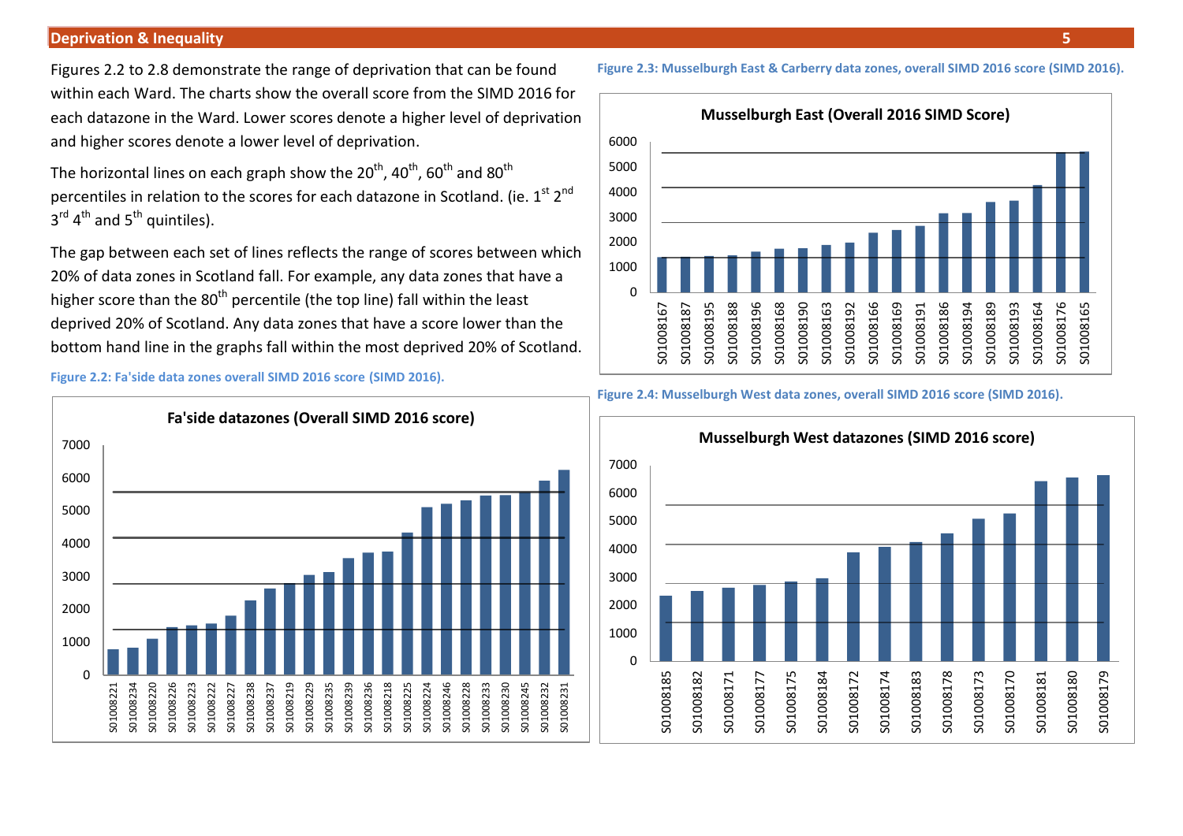## Deprivation & Inequality

Figures 2.2 to 2.8 demonstrate the range of deprivation that can be found within each Ward. The charts show the overall score from the SIMD 2016 for each datazone in the Ward. Lower scores denote a higher level of deprivation and higher scores denote a lower level of deprivation.

The horizontal lines on each graph show the 20th, 40th, 60th and 80th percentiles in relation to the scores for each datazone in Scotland. (ie. 1st 2nd 3rd 4th and 5th quintiles).

The gap between each set of lines reflects the range of scores between which 20% of data zones in Scotland fall. For example, any data zones that have a higher score than the 80th percentile (the top line) fall within the least deprived 20% of Scotland. Any data zones that have a score lower than the bottom hand line in the graphs fall within the most deprived 20% of Scotland.

**Figure 2.2: Fa'side data zones overall SIMD 2016 score (SIMD 2016).**

Fa'side datazones (Overall SIMD 2016 score)

Data zones (in chart order): S01008221, S01008234, S01008220, S01008226, S01008223, S01008222, S01008227, S01008238, S01008237, S01008219, S01008229, S01008235, S01008239, S01008236, S01008218, S01008225, S01008224, S01008246, S01008228, S01008233, S01008230, S01008245, S01008232, S01008231

**Figure 2.3: Musselburgh East & Carberry data zones, overall SIMD 2016 score (SIMD 2016).**

Musselburgh East (Overall 2016 SIMD Score)

Data zones (in chart order): S01008167, S01008187, S01008195, S01008188, S01008196, S01008168, S01008190, S01008163, S01008192, S01008166, S01008169, S01008191, S01008186, S01008194, S01008189, S01008193, S01008164, S01008176, S01008165

**Figure 2.4: Musselburgh West data zones, overall SIMD 2016 score (SIMD 2016).**

Musselburgh West datazones (SIMD 2016 score)

Data zones (in chart order): S01008185, S01008182, S01008171, S01008177, S01008175, S01008184, S01008172, S01008174, S01008183, S01008178, S01008173, S01008170, S01008181, S01008180, S01008179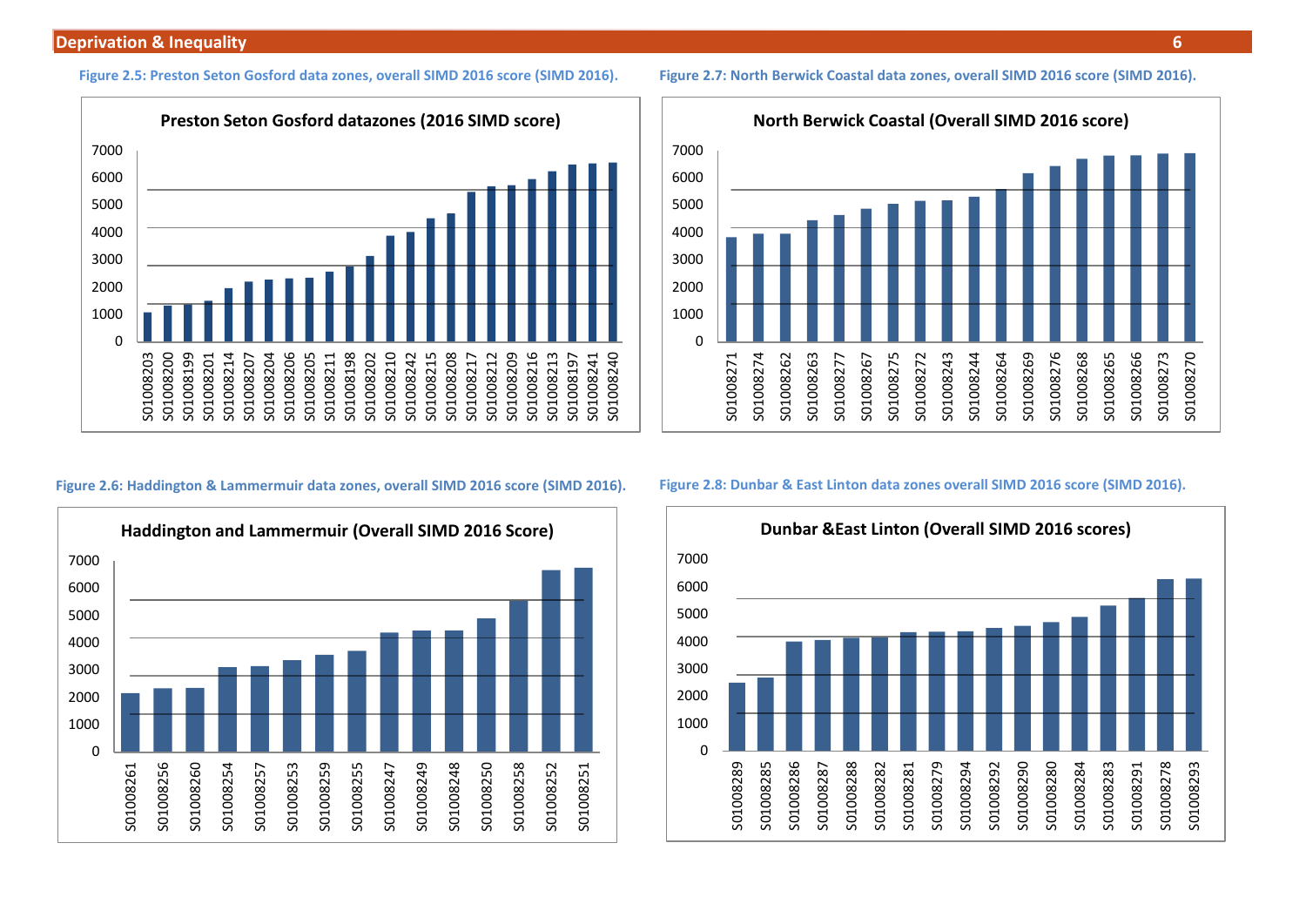Figure 2.5: Preston Seton Gosford data zones, overall SIMD 2016 score (SIMD 2016).

Figure 2.7: North Berwick Coastal data zones, overall SIMD 2016 score (SIMD 2016).

Figure 2.6: Haddington & Lammermuir data zones, overall SIMD 2016 score (SIMD 2016).

Figure 2.8: Dunbar & East Linton data zones overall SIMD 2016 score (SIMD 2016).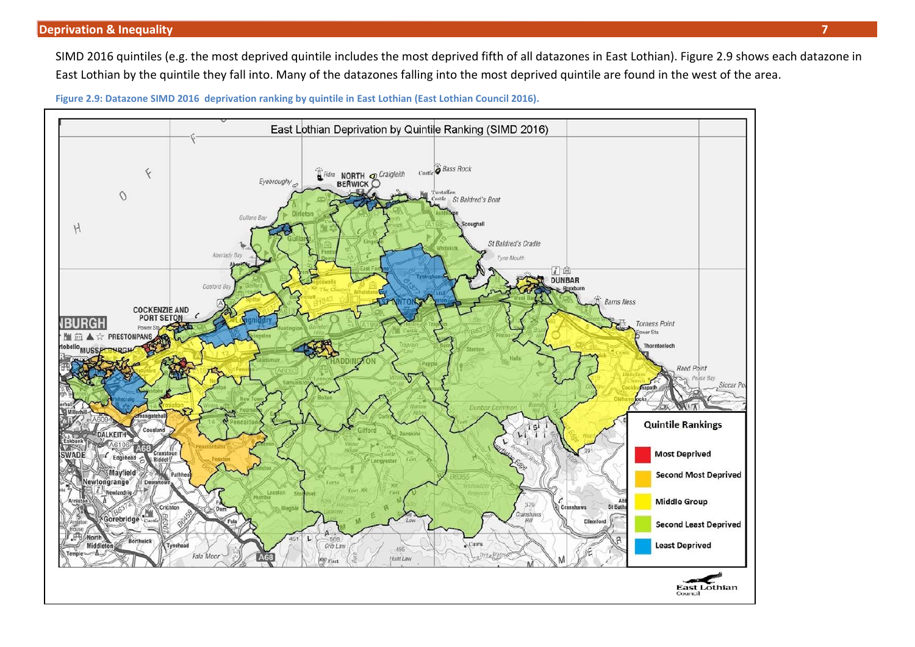SIMD 2016 quintiles (e.g. the most deprived quintile includes the most deprived fifth of all datazones in East Lothian). Figure 2.9 shows each datazone in East Lothian by the quintile they fall into. Many of the datazones falling into the most deprived quintile are found in the west of the area.

**Figure 2.9: Datazone SIMD 2016 deprivation ranking by quintile in East Lothian (East Lothian Council 2016).**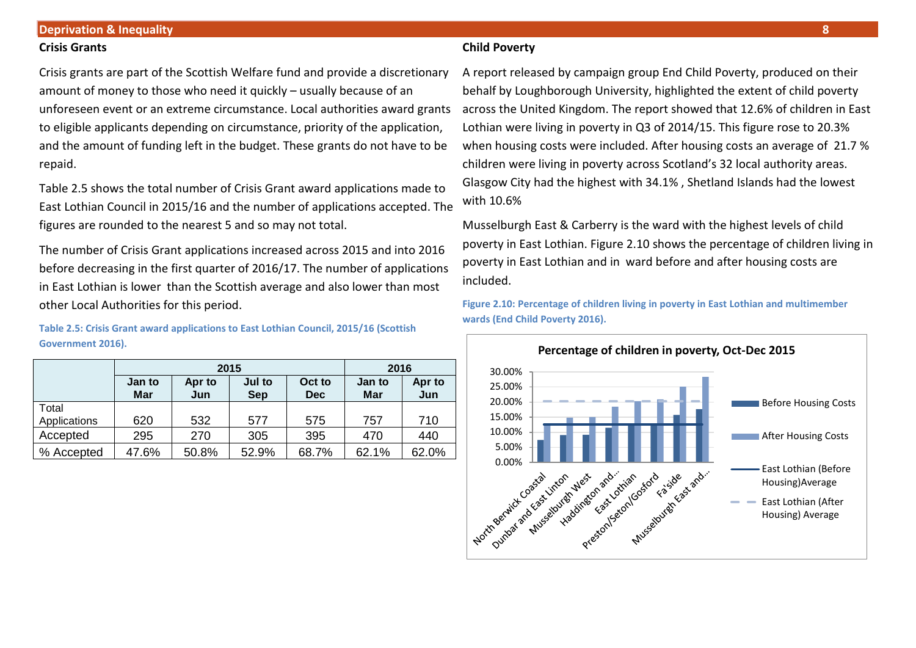## Crisis Grants

Crisis grants are part of the Scottish Welfare fund and provide a discretionary amount of money to those who need it quickly – usually because of an unforeseen event or an extreme circumstance. Local authorities award grants to eligible applicants depending on circumstance, priority of the application, and the amount of funding left in the budget. These grants do not have to be repaid.

Table 2.5 shows the total number of Crisis Grant award applications made to East Lothian Council in 2015/16 and the number of applications accepted. The figures are rounded to the nearest 5 and so may not total.

The number of Crisis Grant applications increased across 2015 and into 2016 before decreasing in the first quarter of 2016/17. The number of applications in East Lothian is lower than the Scottish average and also lower than most other Local Authorities for this period.

**Table 2.5: Crisis Grant award applications to East Lothian Council, 2015/16 (Scottish Government 2016).**

| | 2015 | | | | 2016 | |
|---|---|---|---|---|---|---|
| | Jan to Mar | Apr to Jun | Jul to Sep | Oct to Dec | Jan to Mar | Apr to Jun |
| Total Applications | 620 | 532 | 577 | 575 | 757 | 710 |
| Accepted | 295 | 270 | 305 | 395 | 470 | 440 |
| % Accepted | 47.6% | 50.8% | 52.9% | 68.7% | 62.1% | 62.0% |

## Child Poverty

A report released by campaign group End Child Poverty, produced on their behalf by Loughborough University, highlighted the extent of child poverty across the United Kingdom. The report showed that 12.6% of children in East Lothian were living in poverty in Q3 of 2014/15. This figure rose to 20.3% when housing costs were included. After housing costs an average of 21.7 % children were living in poverty across Scotland's 32 local authority areas. Glasgow City had the highest with 34.1% , Shetland Islands had the lowest with 10.6%

Musselburgh East & Carberry is the ward with the highest levels of child poverty in East Lothian. Figure 2.10 shows the percentage of children living in poverty in East Lothian and in ward before and after housing costs are included.

**Figure 2.10: Percentage of children living in poverty in East Lothian and multimember wards (End Child Poverty 2016).**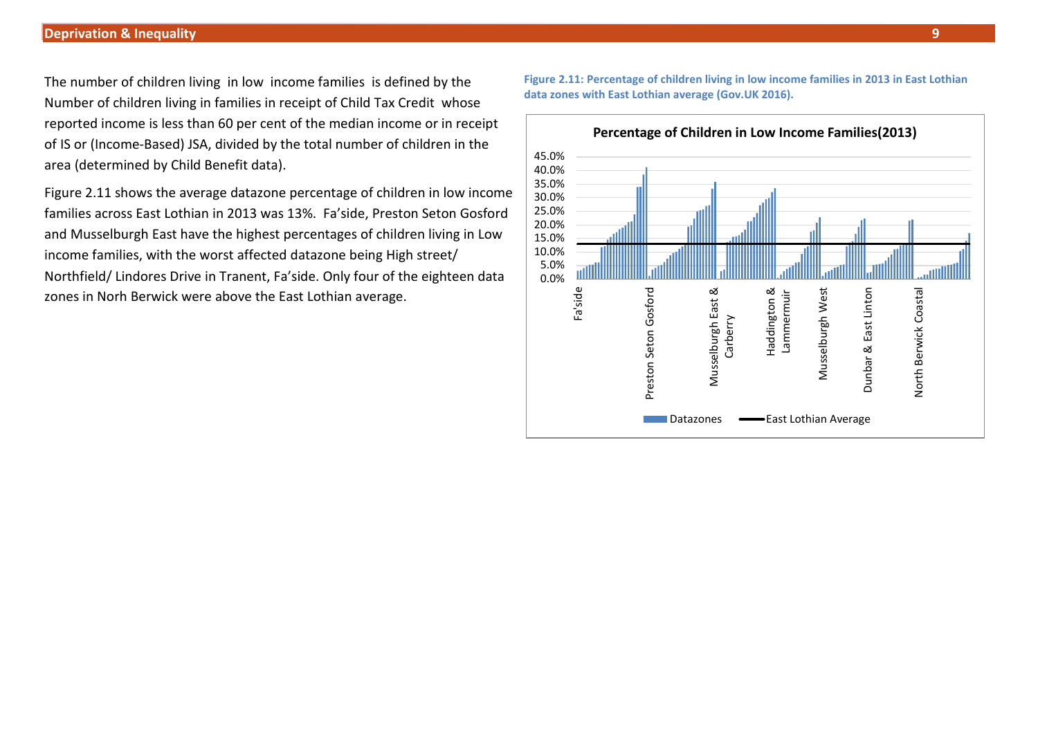The number of children living in low income families is defined by the Number of children living in families in receipt of Child Tax Credit whose reported income is less than 60 per cent of the median income or in receipt of IS or (Income-Based) JSA, divided by the total number of children in the area (determined by Child Benefit data).

Figure 2.11 shows the average datazone percentage of children in low income families across East Lothian in 2013 was 13%. Fa'side, Preston Seton Gosford and Musselburgh East have the highest percentages of children living in Low income families, with the worst affected datazone being High street/ Northfield/ Lindores Drive in Tranent, Fa'side. Only four of the eighteen data zones in Norh Berwick were above the East Lothian average.

**Figure 2.11: Percentage of children living in low income families in 2013 in East Lothian data zones with East Lothian average (Gov.UK 2016).**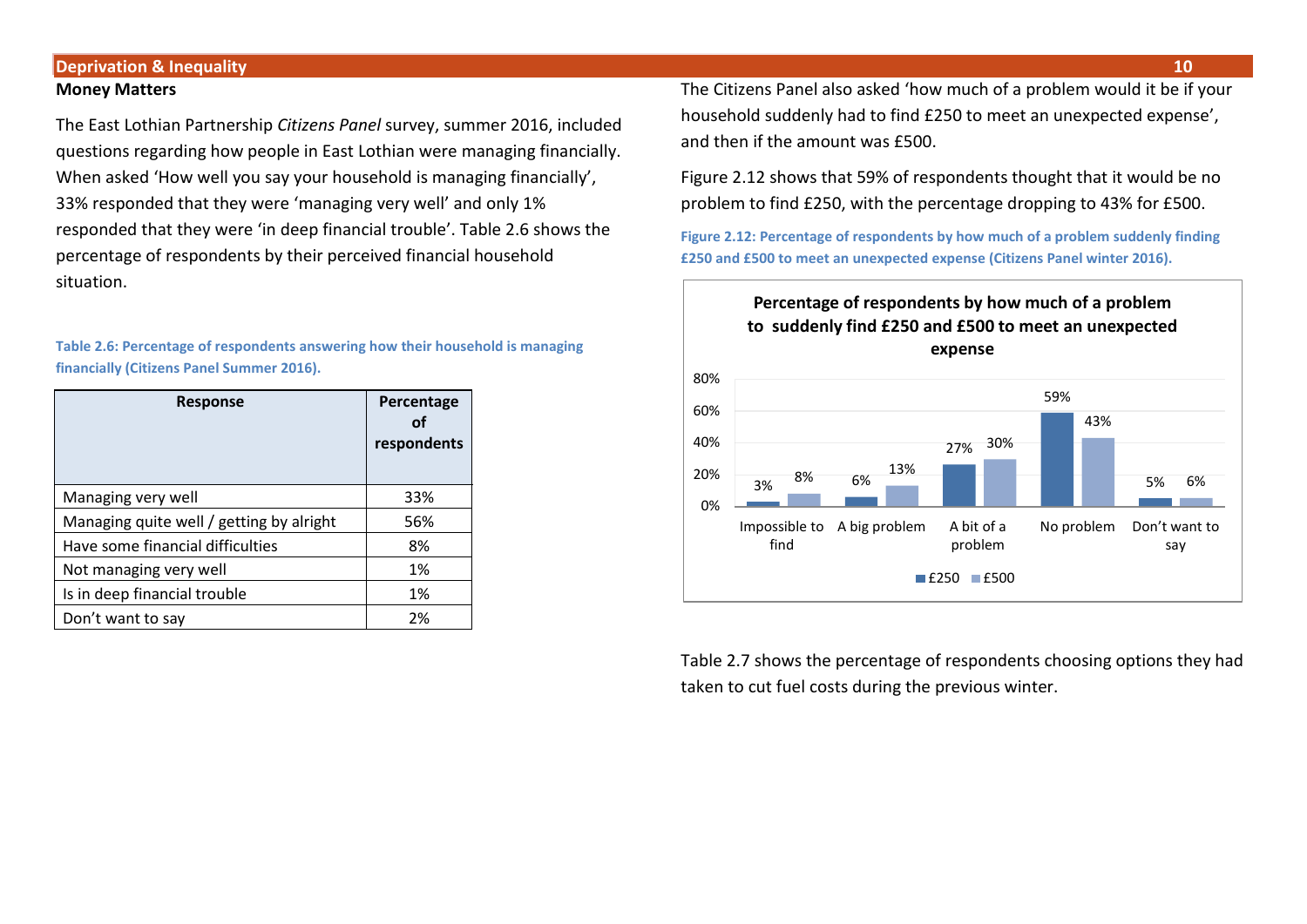## Money Matters

The East Lothian Partnership *Citizens Panel* survey, summer 2016, included questions regarding how people in East Lothian were managing financially. When asked 'How well you say your household is managing financially', 33% responded that they were 'managing very well' and only 1% responded that they were 'in deep financial trouble'. Table 2.6 shows the percentage of respondents by their perceived financial household situation.

**Table 2.6: Percentage of respondents answering how their household is managing financially (Citizens Panel Summer 2016).**

| Response | Percentage of respondents |
|---|---|
| Managing very well | 33% |
| Managing quite well / getting by alright | 56% |
| Have some financial difficulties | 8% |
| Not managing very well | 1% |
| Is in deep financial trouble | 1% |
| Don't want to say | 2% |

The Citizens Panel also asked 'how much of a problem would it be if your household suddenly had to find £250 to meet an unexpected expense', and then if the amount was £500.

Figure 2.12 shows that 59% of respondents thought that it would be no problem to find £250, with the percentage dropping to 43% for £500.

**Figure 2.12: Percentage of respondents by how much of a problem suddenly finding £250 and £500 to meet an unexpected expense (Citizens Panel winter 2016).**

**Percentage of respondents by how much of a problem to suddenly find £250 and £500 to meet an unexpected expense**

| | £250 | £500 |
|---|---|---|
| Impossible to find | 3% | 8% |
| A big problem | 6% | 13% |
| A bit of a problem | 27% | 30% |
| No problem | 59% | 43% |
| Don't want to say | 5% | 6% |

Table 2.7 shows the percentage of respondents choosing options they had taken to cut fuel costs during the previous winter.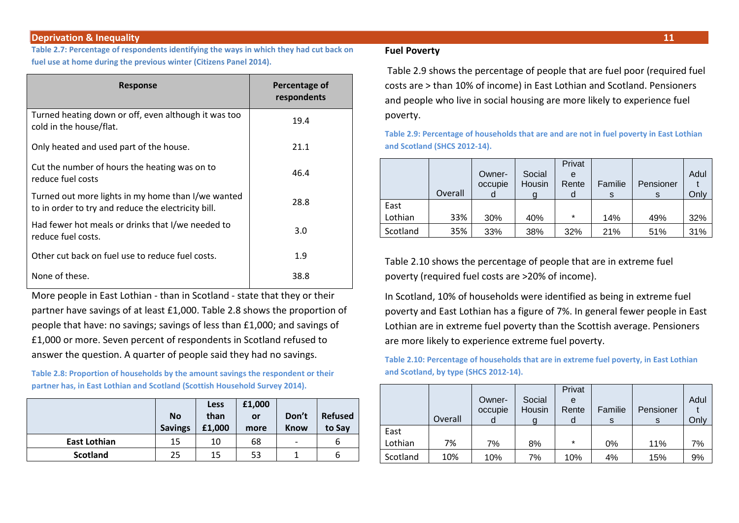**Table 2.7: Percentage of respondents identifying the ways in which they had cut back on fuel use at home during the previous winter (Citizens Panel 2014).**

| Response | Percentage of respondents |
|---|---|
| Turned heating down or off, even although it was too cold in the house/flat. | 19.4 |
| Only heated and used part of the house. | 21.1 |
| Cut the number of hours the heating was on to reduce fuel costs | 46.4 |
| Turned out more lights in my home than I/we wanted to in order to try and reduce the electricity bill. | 28.8 |
| Had fewer hot meals or drinks that I/we needed to reduce fuel costs. | 3.0 |
| Other cut back on fuel use to reduce fuel costs. | 1.9 |
| None of these. | 38.8 |

More people in East Lothian - than in Scotland - state that they or their partner have savings of at least £1,000. Table 2.8 shows the proportion of people that have: no savings; savings of less than £1,000; and savings of £1,000 or more. Seven percent of respondents in Scotland refused to answer the question. A quarter of people said they had no savings.

**Table 2.8: Proportion of households by the amount savings the respondent or their partner has, in East Lothian and Scotland (Scottish Household Survey 2014).**

| | No Savings | Less than £1,000 | £1,000 or more | Don't Know | Refused to Say |
|---|---|---|---|---|---|
| **East Lothian** | 15 | 10 | 68 | - | 6 |
| **Scotland** | 25 | 15 | 53 | 1 | 6 |

## Fuel Poverty

Table 2.9 shows the percentage of people that are fuel poor (required fuel costs are > than 10% of income) in East Lothian and Scotland. Pensioners and people who live in social housing are more likely to experience fuel poverty.

**Table 2.9: Percentage of households that are and are not in fuel poverty in East Lothian and Scotland (SHCS 2012-14).**

| | Overall | Owner-occupied | Social Housing | Private Rented | Families | Pensioners | Adult Only |
|---|---|---|---|---|---|---|---|
| East Lothian | 33% | 30% | 40% | * | 14% | 49% | 32% |
| Scotland | 35% | 33% | 38% | 32% | 21% | 51% | 31% |

Table 2.10 shows the percentage of people that are in extreme fuel poverty (required fuel costs are >20% of income).

In Scotland, 10% of households were identified as being in extreme fuel poverty and East Lothian has a figure of 7%. In general fewer people in East Lothian are in extreme fuel poverty than the Scottish average. Pensioners are more likely to experience extreme fuel poverty.

**Table 2.10: Percentage of households that are in extreme fuel poverty, in East Lothian and Scotland, by type (SHCS 2012-14).**

| | Overall | Owner-occupied | Social Housing | Private Rented | Families | Pensioners | Adult Only |
|---|---|---|---|---|---|---|---|
| East Lothian | 7% | 7% | 8% | * | 0% | 11% | 7% |
| Scotland | 10% | 10% | 7% | 10% | 4% | 15% | 9% |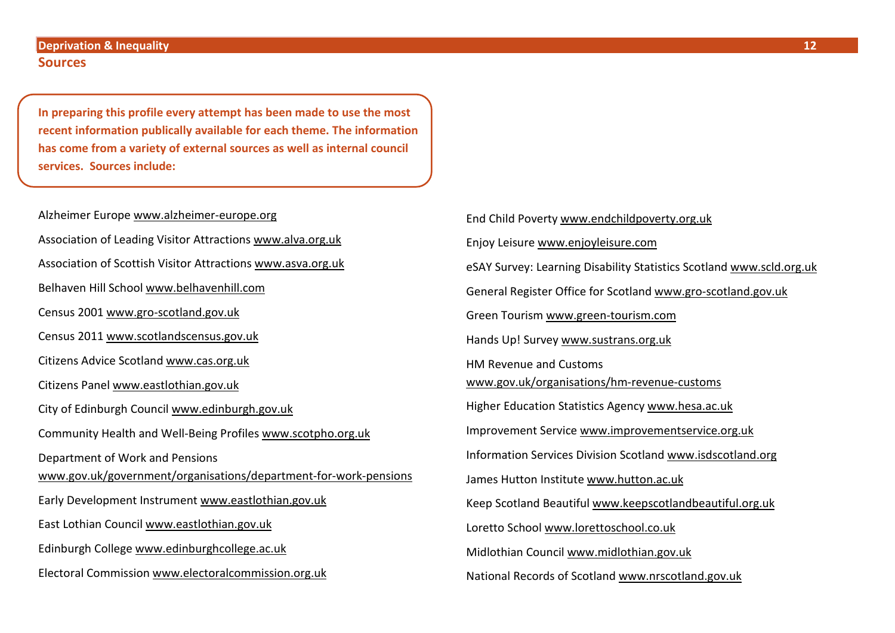## Sources

**In preparing this profile every attempt has been made to use the most recent information publically available for each theme. The information has come from a variety of external sources as well as internal council services. Sources include:**

Alzheimer Europe www.alzheimer-europe.org

Association of Leading Visitor Attractions www.alva.org.uk

Association of Scottish Visitor Attractions www.asva.org.uk

Belhaven Hill School www.belhavenhill.com

Census 2001 www.gro-scotland.gov.uk

Census 2011 www.scotlandscensus.gov.uk

Citizens Advice Scotland www.cas.org.uk

Citizens Panel www.eastlothian.gov.uk

City of Edinburgh Council www.edinburgh.gov.uk

Community Health and Well-Being Profiles www.scotpho.org.uk

Department of Work and Pensions www.gov.uk/government/organisations/department-for-work-pensions

Early Development Instrument www.eastlothian.gov.uk

East Lothian Council www.eastlothian.gov.uk

Edinburgh College www.edinburghcollege.ac.uk

Electoral Commission www.electoralcommission.org.uk

End Child Poverty www.endchildpoverty.org.uk

Enjoy Leisure www.enjoyleisure.com

eSAY Survey: Learning Disability Statistics Scotland www.scld.org.uk

General Register Office for Scotland www.gro-scotland.gov.uk

Green Tourism www.green-tourism.com

Hands Up! Survey www.sustrans.org.uk

HM Revenue and Customs www.gov.uk/organisations/hm-revenue-customs

Higher Education Statistics Agency www.hesa.ac.uk

Improvement Service www.improvementservice.org.uk

Information Services Division Scotland www.isdscotland.org

James Hutton Institute www.hutton.ac.uk

Keep Scotland Beautiful www.keepscotlandbeautiful.org.uk

Loretto School www.lorettoschool.co.uk

Midlothian Council www.midlothian.gov.uk

National Records of Scotland www.nrscotland.gov.uk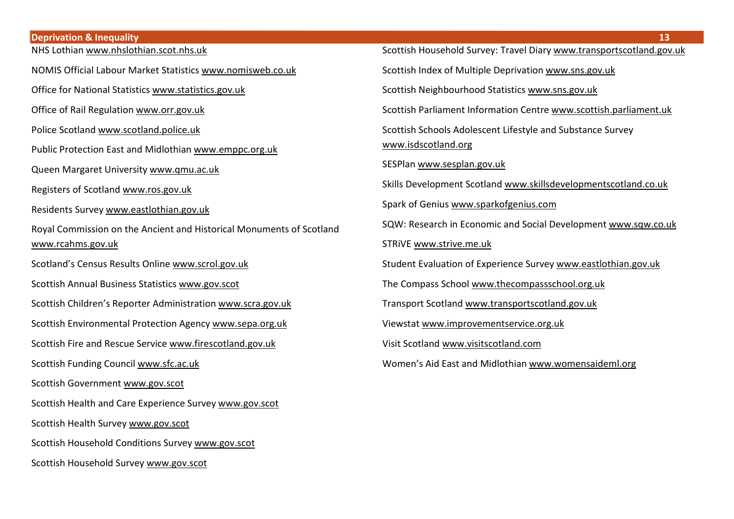NHS Lothian www.nhslothian.scot.nhs.uk

NOMIS Official Labour Market Statistics www.nomisweb.co.uk

Office for National Statistics www.statistics.gov.uk

Office of Rail Regulation www.orr.gov.uk

Police Scotland www.scotland.police.uk

Public Protection East and Midlothian www.emppc.org.uk

Queen Margaret University www.qmu.ac.uk

Registers of Scotland www.ros.gov.uk

Residents Survey www.eastlothian.gov.uk

Royal Commission on the Ancient and Historical Monuments of Scotland www.rcahms.gov.uk

Scotland's Census Results Online www.scrol.gov.uk

Scottish Annual Business Statistics www.gov.scot

Scottish Children's Reporter Administration www.scra.gov.uk

Scottish Environmental Protection Agency www.sepa.org.uk

Scottish Fire and Rescue Service www.firescotland.gov.uk

Scottish Funding Council www.sfc.ac.uk

Scottish Government www.gov.scot

Scottish Health and Care Experience Survey www.gov.scot

Scottish Health Survey www.gov.scot

Scottish Household Conditions Survey www.gov.scot

Scottish Household Survey www.gov.scot

Scottish Household Survey: Travel Diary www.transportscotland.gov.uk

Scottish Index of Multiple Deprivation www.sns.gov.uk

Scottish Neighbourhood Statistics www.sns.gov.uk

Scottish Parliament Information Centre www.scottish.parliament.uk

Scottish Schools Adolescent Lifestyle and Substance Survey www.isdscotland.org

SESPlan www.sesplan.gov.uk

Skills Development Scotland www.skillsdevelopmentscotland.co.uk

Spark of Genius www.sparkofgenius.com

SQW: Research in Economic and Social Development www.sqw.co.uk

STRiVE www.strive.me.uk

Student Evaluation of Experience Survey www.eastlothian.gov.uk

The Compass School www.thecompassschool.org.uk

Transport Scotland www.transportscotland.gov.uk

Viewstat www.improvementservice.org.uk

Visit Scotland www.visitscotland.com

Women's Aid East and Midlothian www.womensaideml.org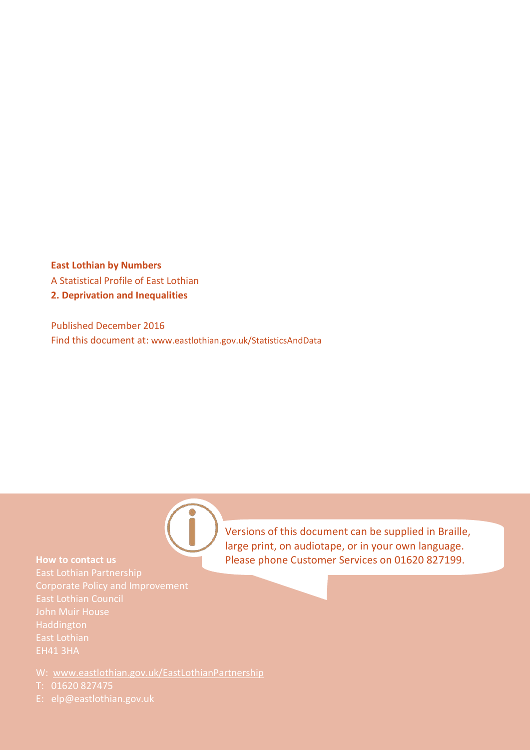**East Lothian by Numbers**

A Statistical Profile of East Lothian

**2. Deprivation and Inequalities**

Published December 2016

Find this document at: www.eastlothian.gov.uk/StatisticsAndData

Versions of this document can be supplied in Braille, large print, on audiotape, or in your own language. Please phone Customer Services on 01620 827199.

**How to contact us**

East Lothian Partnership
Corporate Policy and Improvement
East Lothian Council
John Muir House
Haddington
East Lothian
EH41 3HA

W: www.eastlothian.gov.uk/EastLothianPartnership
T: 01620 827475
E: elp@eastlothian.gov.uk